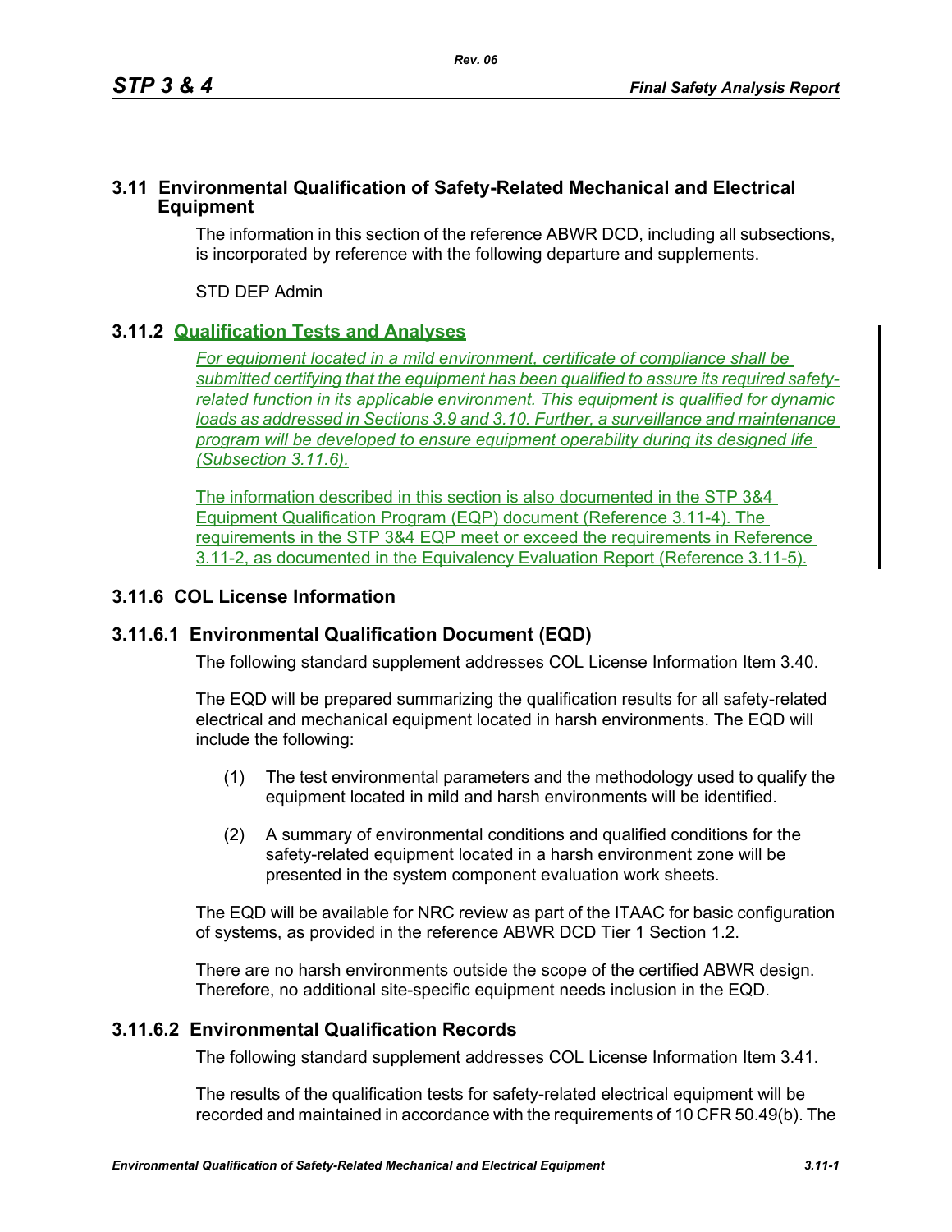## 3.11 Environmental Qualification of Safety-Related Mechanical and Electrical Equipment

The information in this section of the reference ABWR DCD, including all subsections, is incorporated by reference with the following departure and supplements.

STD DEP Admin

## 3.11.2 Qualification Tests and Analyses

*For equipment located in a mild environment, certificate of compliance shall be submitted certifying that the equipment has been qualified to assure its required safety-related function in its applicable environment. This equipment is qualified for dynamic loads as addressed in Sections 3.9 and 3.10. Further, a surveillance and maintenance program will be developed to ensure equipment operability during its designed life (Subsection 3.11.6).*

The information described in this section is also documented in the STP 3&4 Equipment Qualification Program (EQP) document (Reference 3.11-4). The requirements in the STP 3&4 EQP meet or exceed the requirements in Reference 3.11-2, as documented in the Equivalency Evaluation Report (Reference 3.11-5).

## 3.11.6 COL License Information

### 3.11.6.1 Environmental Qualification Document (EQD)

The following standard supplement addresses COL License Information Item 3.40.

The EQD will be prepared summarizing the qualification results for all safety-related electrical and mechanical equipment located in harsh environments. The EQD will include the following:

(1) The test environmental parameters and the methodology used to qualify the equipment located in mild and harsh environments will be identified.

(2) A summary of environmental conditions and qualified conditions for the safety-related equipment located in a harsh environment zone will be presented in the system component evaluation work sheets.

The EQD will be available for NRC review as part of the ITAAC for basic configuration of systems, as provided in the reference ABWR DCD Tier 1 Section 1.2.

There are no harsh environments outside the scope of the certified ABWR design. Therefore, no additional site-specific equipment needs inclusion in the EQD.

### 3.11.6.2 Environmental Qualification Records

The following standard supplement addresses COL License Information Item 3.41.

The results of the qualification tests for safety-related electrical equipment will be recorded and maintained in accordance with the requirements of 10 CFR 50.49(b). The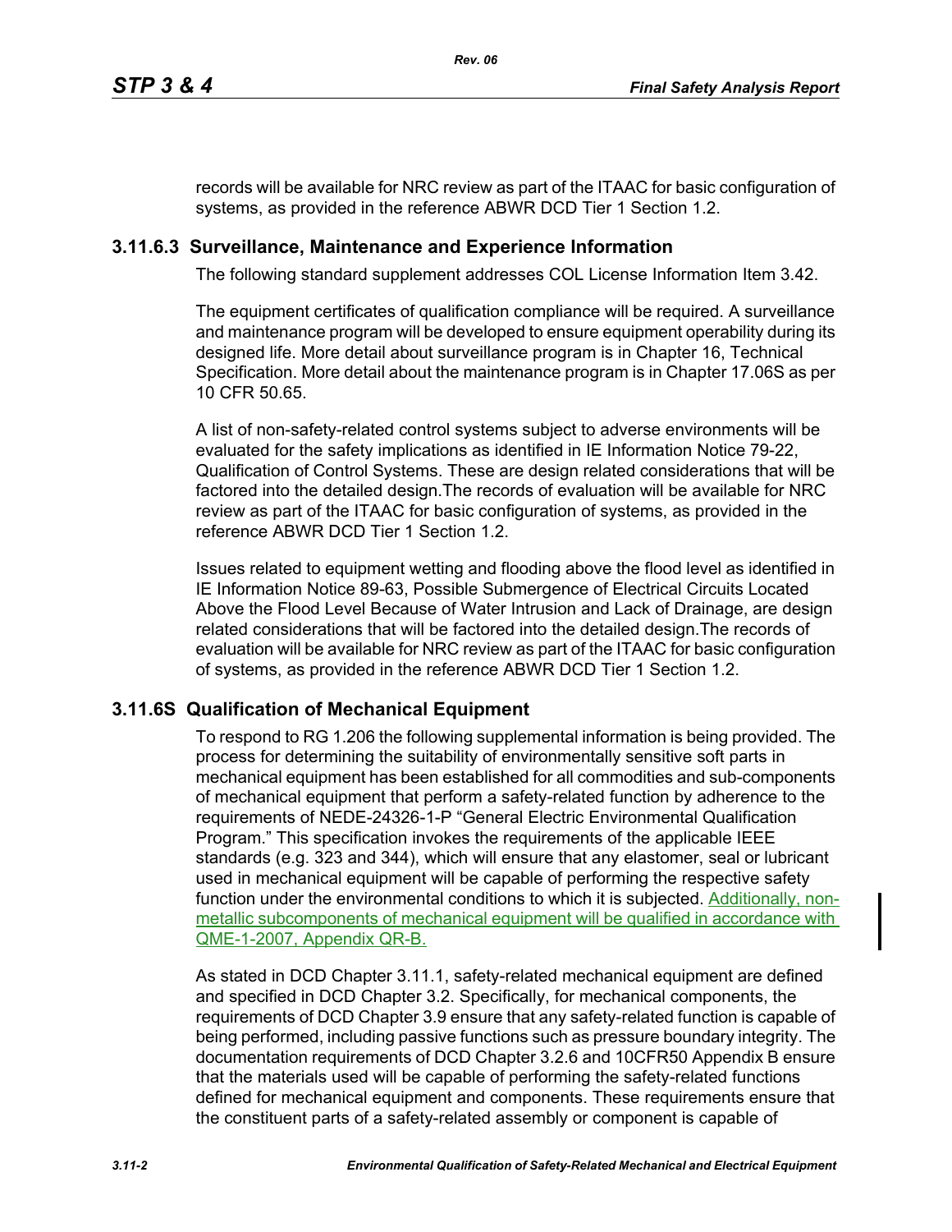records will be available for NRC review as part of the ITAAC for basic configuration of systems, as provided in the reference ABWR DCD Tier 1 Section 1.2.

### 3.11.6.3 Surveillance, Maintenance and Experience Information

The following standard supplement addresses COL License Information Item 3.42.

The equipment certificates of qualification compliance will be required. A surveillance and maintenance program will be developed to ensure equipment operability during its designed life. More detail about surveillance program is in Chapter 16, Technical Specification. More detail about the maintenance program is in Chapter 17.06S as per 10 CFR 50.65.

A list of non-safety-related control systems subject to adverse environments will be evaluated for the safety implications as identified in IE Information Notice 79-22, Qualification of Control Systems. These are design related considerations that will be factored into the detailed design.The records of evaluation will be available for NRC review as part of the ITAAC for basic configuration of systems, as provided in the reference ABWR DCD Tier 1 Section 1.2.

Issues related to equipment wetting and flooding above the flood level as identified in IE Information Notice 89-63, Possible Submergence of Electrical Circuits Located Above the Flood Level Because of Water Intrusion and Lack of Drainage, are design related considerations that will be factored into the detailed design.The records of evaluation will be available for NRC review as part of the ITAAC for basic configuration of systems, as provided in the reference ABWR DCD Tier 1 Section 1.2.

## 3.11.6S Qualification of Mechanical Equipment

To respond to RG 1.206 the following supplemental information is being provided. The process for determining the suitability of environmentally sensitive soft parts in mechanical equipment has been established for all commodities and sub-components of mechanical equipment that perform a safety-related function by adherence to the requirements of NEDE-24326-1-P "General Electric Environmental Qualification Program." This specification invokes the requirements of the applicable IEEE standards (e.g. 323 and 344), which will ensure that any elastomer, seal or lubricant used in mechanical equipment will be capable of performing the respective safety function under the environmental conditions to which it is subjected. Additionally, non-metallic subcomponents of mechanical equipment will be qualified in accordance with QME-1-2007, Appendix QR-B.

As stated in DCD Chapter 3.11.1, safety-related mechanical equipment are defined and specified in DCD Chapter 3.2. Specifically, for mechanical components, the requirements of DCD Chapter 3.9 ensure that any safety-related function is capable of being performed, including passive functions such as pressure boundary integrity. The documentation requirements of DCD Chapter 3.2.6 and 10CFR50 Appendix B ensure that the materials used will be capable of performing the safety-related functions defined for mechanical equipment and components. These requirements ensure that the constituent parts of a safety-related assembly or component is capable of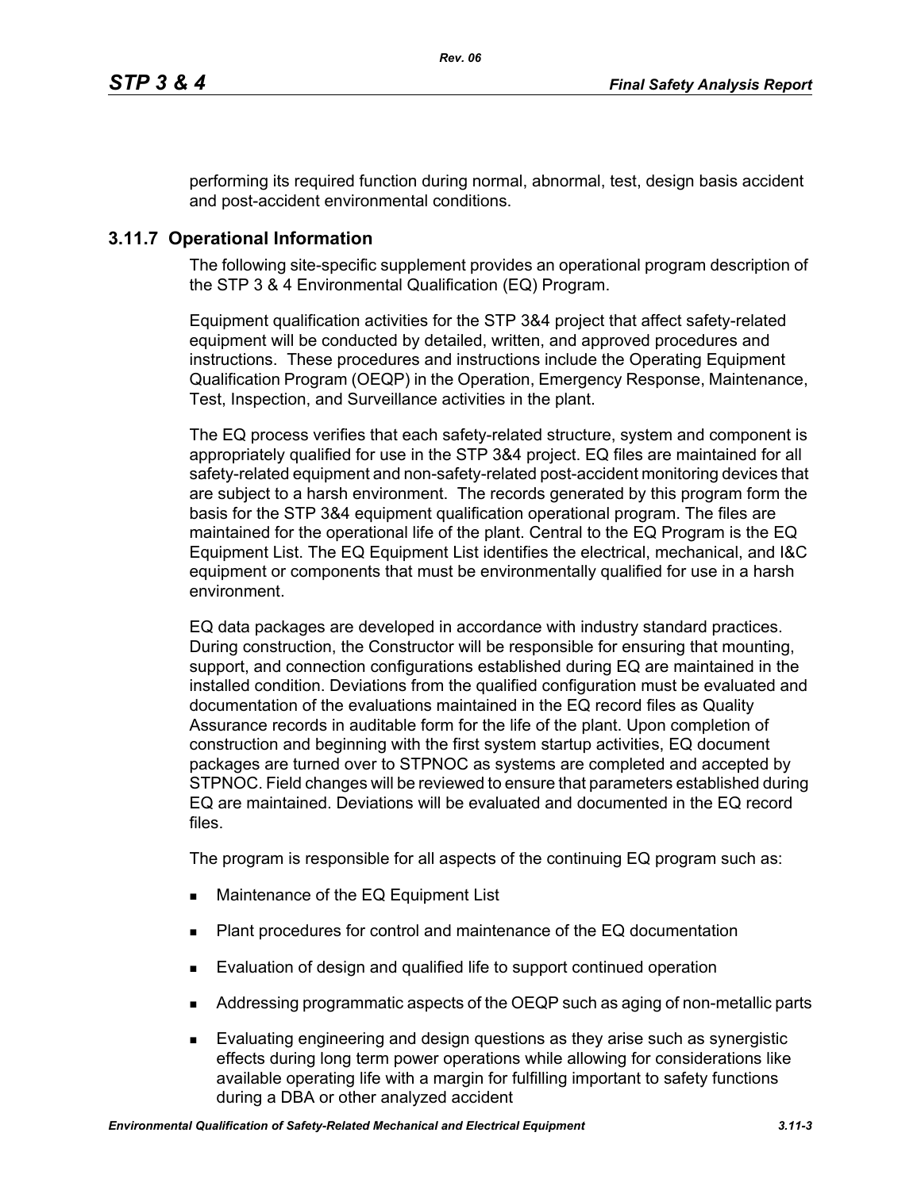performing its required function during normal, abnormal, test, design basis accident and post-accident environmental conditions.

## 3.11.7 Operational Information

The following site-specific supplement provides an operational program description of the STP 3 & 4 Environmental Qualification (EQ) Program.

Equipment qualification activities for the STP 3&4 project that affect safety-related equipment will be conducted by detailed, written, and approved procedures and instructions. These procedures and instructions include the Operating Equipment Qualification Program (OEQP) in the Operation, Emergency Response, Maintenance, Test, Inspection, and Surveillance activities in the plant.

The EQ process verifies that each safety-related structure, system and component is appropriately qualified for use in the STP 3&4 project. EQ files are maintained for all safety-related equipment and non-safety-related post-accident monitoring devices that are subject to a harsh environment. The records generated by this program form the basis for the STP 3&4 equipment qualification operational program. The files are maintained for the operational life of the plant. Central to the EQ Program is the EQ Equipment List. The EQ Equipment List identifies the electrical, mechanical, and I&C equipment or components that must be environmentally qualified for use in a harsh environment.

EQ data packages are developed in accordance with industry standard practices. During construction, the Constructor will be responsible for ensuring that mounting, support, and connection configurations established during EQ are maintained in the installed condition. Deviations from the qualified configuration must be evaluated and documentation of the evaluations maintained in the EQ record files as Quality Assurance records in auditable form for the life of the plant. Upon completion of construction and beginning with the first system startup activities, EQ document packages are turned over to STPNOC as systems are completed and accepted by STPNOC. Field changes will be reviewed to ensure that parameters established during EQ are maintained. Deviations will be evaluated and documented in the EQ record files.

The program is responsible for all aspects of the continuing EQ program such as:

- Maintenance of the EQ Equipment List
- Plant procedures for control and maintenance of the EQ documentation
- Evaluation of design and qualified life to support continued operation
- Addressing programmatic aspects of the OEQP such as aging of non-metallic parts
- Evaluating engineering and design questions as they arise such as synergistic effects during long term power operations while allowing for considerations like available operating life with a margin for fulfilling important to safety functions during a DBA or other analyzed accident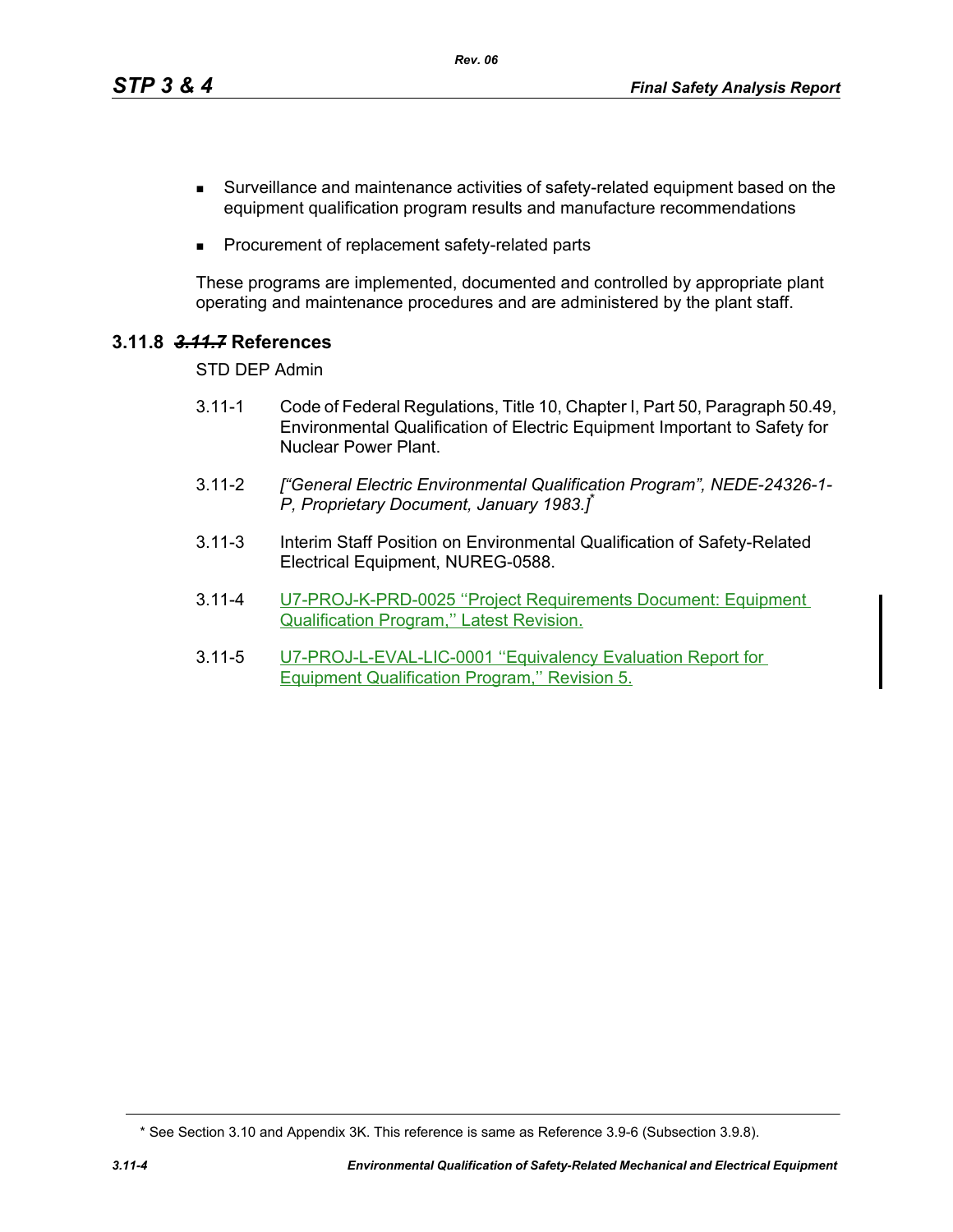- Surveillance and maintenance activities of safety-related equipment based on the equipment qualification program results and manufacture recommendations
- Procurement of replacement safety-related parts

These programs are implemented, documented and controlled by appropriate plant operating and maintenance procedures and are administered by the plant staff.

### 3.11.8 ~~*3.11.7*~~ References

STD DEP Admin

3.11-1 Code of Federal Regulations, Title 10, Chapter I, Part 50, Paragraph 50.49, Environmental Qualification of Electric Equipment Important to Safety for Nuclear Power Plant.

3.11-2 *["General Electric Environmental Qualification Program", NEDE-24326-1-P, Proprietary Document, January 1983.]\**

3.11-3 Interim Staff Position on Environmental Qualification of Safety-Related Electrical Equipment, NUREG-0588.

3.11-4 U7-PROJ-K-PRD-0025 ''Project Requirements Document: Equipment Qualification Program,'' Latest Revision.

3.11-5 U7-PROJ-L-EVAL-LIC-0001 ''Equivalency Evaluation Report for Equipment Qualification Program,'' Revision 5.

\* See Section 3.10 and Appendix 3K. This reference is same as Reference 3.9-6 (Subsection 3.9.8).